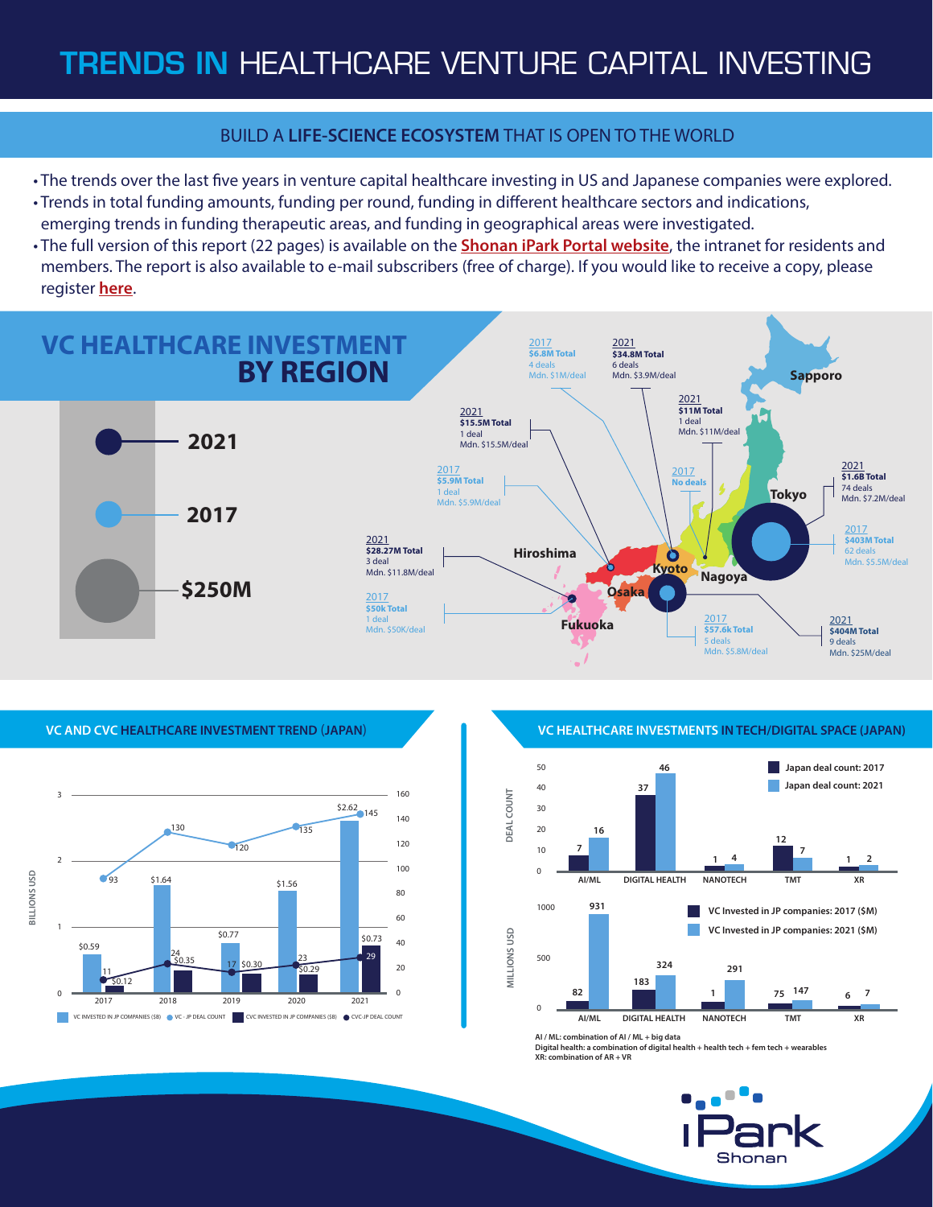# TRENDS IN HEALTHCARE VENTURE CAPITAL INVESTING

## BUILD A **LIFE-SCIENCE ECOSYSTEM** THAT IS OPEN TO THE WORLD

- The trends over the last five years in venture capital healthcare investing in US and Japanese companies were explored.
- Trends in total funding amounts, funding per round, funding in different healthcare sectors and indications, emerging trends in funding therapeutic areas, and funding in geographical areas were investigated.
- The full version of this report (22 pages) is available on the **Shonan iPark Portal website**, the intranet for residents and members. The report is also available to e-mail subscribers (free of charge). If you would like to receive a copy, please register **here**.

## VC HEALTHCARE INVESTMENT BY REGION

Legend: 2021 / 2017 / $250M

| Region | 2017 | 2021 |
|---|---|---|
| Sapporo | $6.8M Total, 4 deals, Mdn. $1M/deal | $34.8M Total, 6 deals, Mdn. $3.9M/deal |
| Tokyo | $403M Total, 62 deals, Mdn. $5.5M/deal | $1.6B Total, 74 deals, Mdn. $7.2M/deal |
| Nagoya | No deals | $11M Total, 1 deal, Mdn. $11M/deal |
| Kyoto | $5.9M Total, 1 deal, Mdn. $5.9M/deal | $15.5M Total, 1 deal, Mdn. $15.5M/deal |
| Osaka | $57.6k Total, 5 deals, Mdn. $5.8M/deal | $404M Total, 9 deals, Mdn. $25M/deal |
| Fukuoka | $50k Total, 1 deal, Mdn. $50K/deal | $28.27M Total, 3 deal, Mdn. $11.8M/deal |

## VC AND CVC HEALTHCARE INVESTMENT TREND (JAPAN)

| Year | VC invested in JP companies ($B) | VC - JP deal count | CVC invested in JP companies ($B) | CVC-JP deal count |
|---|---|---|---|---|
| 2017 | $0.59 | 93 | $0.12 | 11 |
| 2018 | $1.64 | 130 | $0.35 | 24 |
| 2019 | $0.77 | 120 | $0.30 | 17 |
| 2020 | $1.56 | 135 | $0.29 | 23 |
| 2021 | $2.62 | 145 | $0.73 | 29 |

## VC HEALTHCARE INVESTMENTS IN TECH/DIGITAL SPACE (JAPAN)

| Sector | Japan deal count: 2017 | Japan deal count: 2021 | VC Invested in JP companies: 2017 ($M) | VC Invested in JP companies: 2021 ($M) |
|---|---|---|---|---|
| AI/ML | 7 | 16 | 82 | 931 |
| DIGITAL HEALTH | 37 | 46 | 183 | 324 |
| NANOTECH | 1 | 4 | 1 | 291 |
| TMT | 12 | 7 | 75 | 147 |
| XR | 1 | 2 | 6 | 7 |

AI / ML: combination of AI / ML + big data
Digital health: a combination of digital health + health tech + fem tech + wearables
XR: combination of AR + VR

iPark Shonan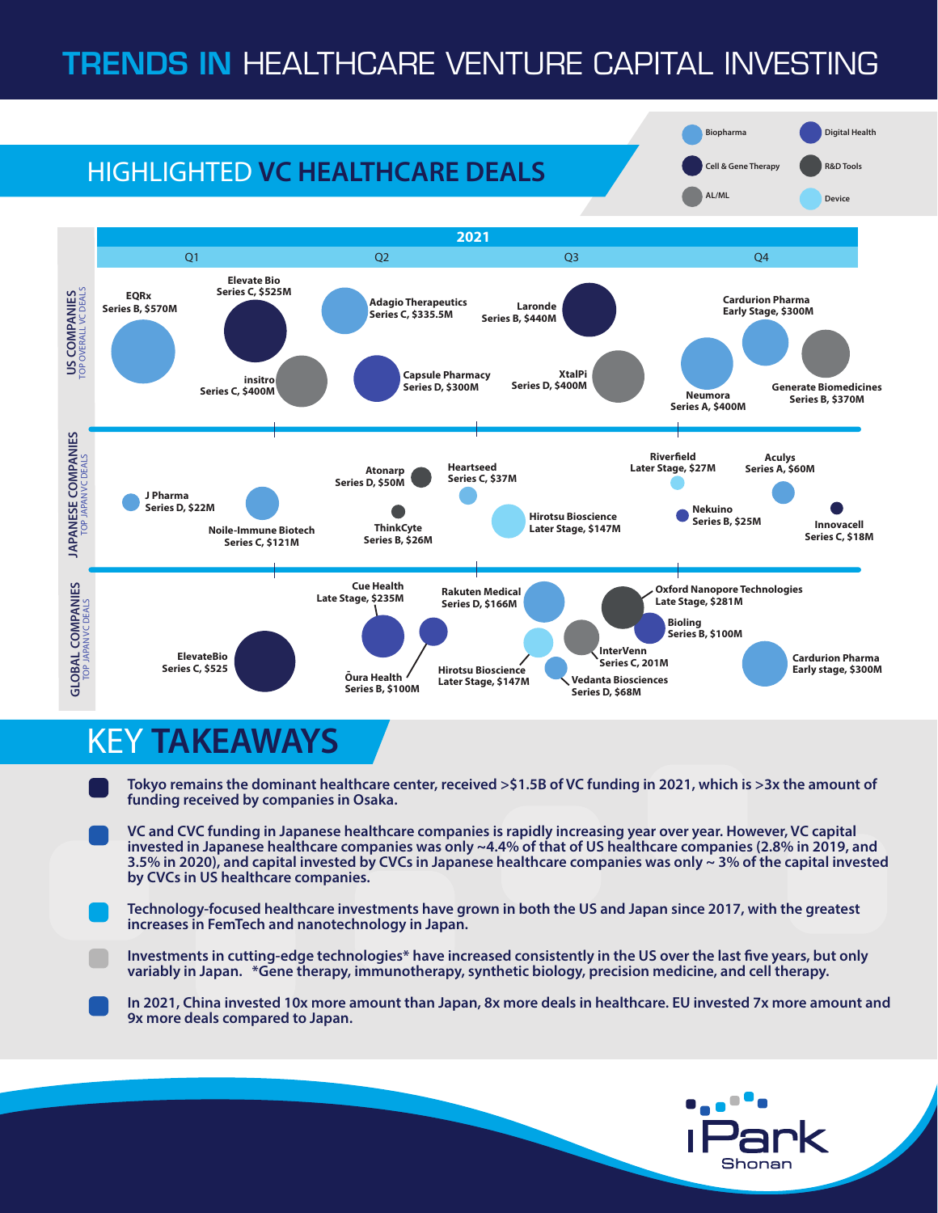# TRENDS IN HEALTHCARE VENTURE CAPITAL INVESTING

## HIGHLIGHTED VC HEALTHCARE DEALS

Biopharma
Digital Health
Cell & Gene Therapy
R&D Tools
AL/ML
Device

2021

Q1 Q2 Q3 Q4

**US COMPANIES**
TOP OVERALL VC DEALS

EQRx
Series B, $570M

Elevate Bio
Series C, $525M

insitro
Series C, $400M

Adagio Therapeutics
Series C, $335.5M

Capsule Pharmacy
Series D, $300M

Laronde
Series B, $440M

XtalPi
Series D, $400M

Cardurion Pharma
Early Stage, $300M

Neumora
Series A, $400M

Generate Biomedicines
Series B, $370M

**JAPANESE COMPANIES**
TOP JAPAN VC DEALS

J Pharma
Series D, $22M

Noile-Immune Biotech
Series C, $121M

Atonarp
Series D, $50M

ThinkCyte
Series B, $26M

Heartseed
Series C, $37M

Hirotsu Bioscience
Later Stage, $147M

Riverfield
Later Stage, $27M

Nekuino
Series B, $25M

Aculys
Series A, $60M

Innovacell
Series C, $18M

**GLOBAL COMPANIES**
TOP JAPAN VC DEALS

ElevateBio
Series C, $525

Cue Health
Late Stage, $235M

Ōura Health
Series B, $100M

Rakuten Medical
Series D, $166M

Hirotsu Bioscience
Later Stage, $147M

Oxford Nanopore Technologies
Late Stage, $281M

Bioling
Series B, $100M

InterVenn
Series C, 201M

Vedanta Biosciences
Series D, $68M

Cardurion Pharma
Early stage, $300M

## KEY TAKEAWAYS

- Tokyo remains the dominant healthcare center, received >$1.5B of VC funding in 2021, which is >3x the amount of funding received by companies in Osaka.
- VC and CVC funding in Japanese healthcare companies is rapidly increasing year over year. However, VC capital invested in Japanese healthcare companies was only ~4.4% of that of US healthcare companies (2.8% in 2019, and 3.5% in 2020), and capital invested by CVCs in Japanese healthcare companies was only ~ 3% of the capital invested by CVCs in US healthcare companies.
- Technology-focused healthcare investments have grown in both the US and Japan since 2017, with the greatest increases in FemTech and nanotechnology in Japan.
- Investments in cutting-edge technologies* have increased consistently in the US over the last five years, but only variably in Japan. *Gene therapy, immunotherapy, synthetic biology, precision medicine, and cell therapy.
- In 2021, China invested 10x more amount than Japan, 8x more deals in healthcare. EU invested 7x more amount and 9x more deals compared to Japan.

iPark Shonan